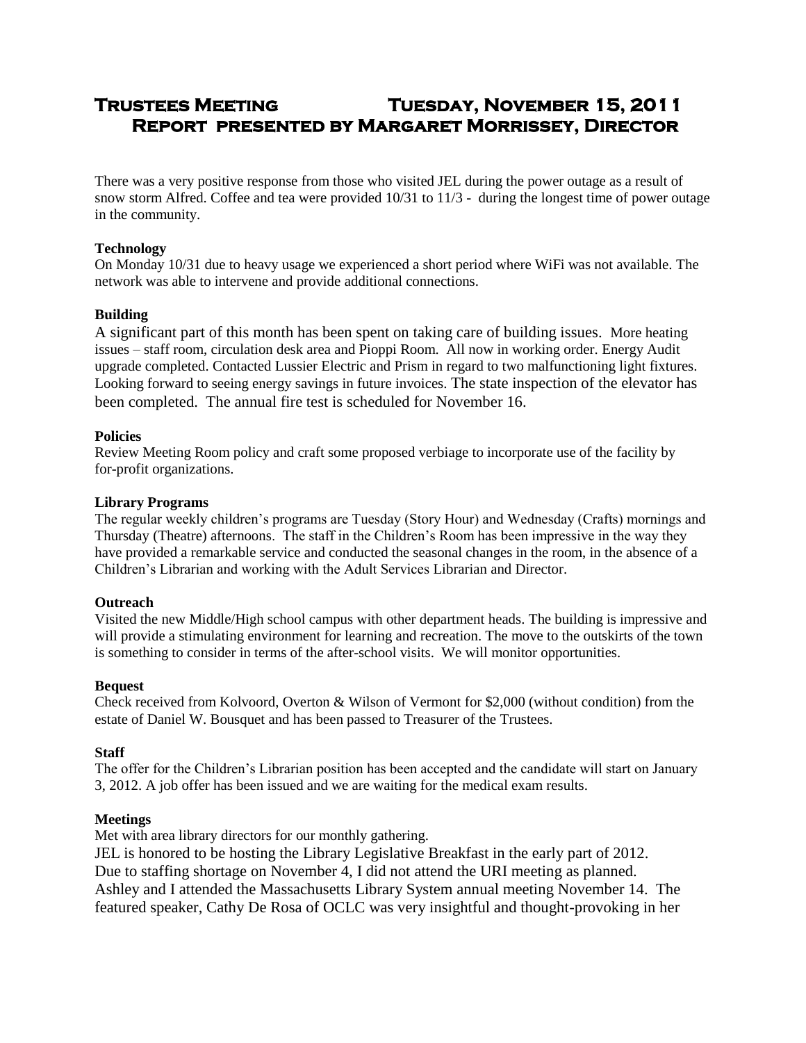# Trustees Meeting Tuesday, November 15, 2011
## Report presented by Margaret Morrissey, Director

There was a very positive response from those who visited JEL during the power outage as a result of snow storm Alfred. Coffee and tea were provided 10/31 to 11/3 - during the longest time of power outage in the community.

**Technology**

On Monday 10/31 due to heavy usage we experienced a short period where WiFi was not available. The network was able to intervene and provide additional connections.

**Building**

A significant part of this month has been spent on taking care of building issues. More heating issues – staff room, circulation desk area and Pioppi Room. All now in working order. Energy Audit upgrade completed. Contacted Lussier Electric and Prism in regard to two malfunctioning light fixtures. Looking forward to seeing energy savings in future invoices. The state inspection of the elevator has been completed. The annual fire test is scheduled for November 16.

**Policies**

Review Meeting Room policy and craft some proposed verbiage to incorporate use of the facility by for-profit organizations.

**Library Programs**

The regular weekly children's programs are Tuesday (Story Hour) and Wednesday (Crafts) mornings and Thursday (Theatre) afternoons. The staff in the Children's Room has been impressive in the way they have provided a remarkable service and conducted the seasonal changes in the room, in the absence of a Children's Librarian and working with the Adult Services Librarian and Director.

**Outreach**

Visited the new Middle/High school campus with other department heads. The building is impressive and will provide a stimulating environment for learning and recreation. The move to the outskirts of the town is something to consider in terms of the after-school visits. We will monitor opportunities.

**Bequest**

Check received from Kolvoord, Overton & Wilson of Vermont for $2,000 (without condition) from the estate of Daniel W. Bousquet and has been passed to Treasurer of the Trustees.

**Staff**

The offer for the Children's Librarian position has been accepted and the candidate will start on January 3, 2012. A job offer has been issued and we are waiting for the medical exam results.

**Meetings**

Met with area library directors for our monthly gathering.
JEL is honored to be hosting the Library Legislative Breakfast in the early part of 2012.
Due to staffing shortage on November 4, I did not attend the URI meeting as planned.
Ashley and I attended the Massachusetts Library System annual meeting November 14. The featured speaker, Cathy De Rosa of OCLC was very insightful and thought-provoking in her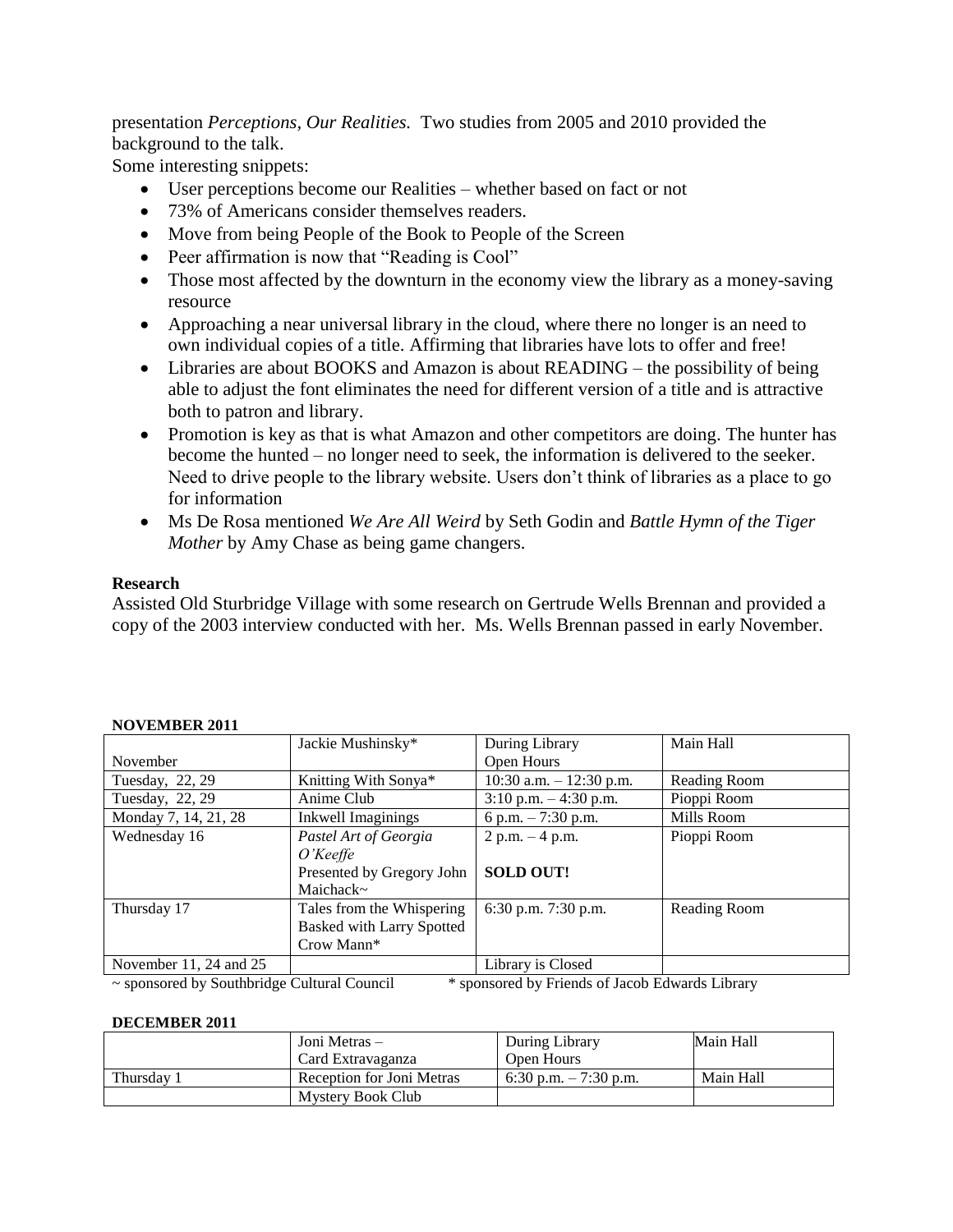presentation *Perceptions, Our Realities.* Two studies from 2005 and 2010 provided the background to the talk.

Some interesting snippets:

- User perceptions become our Realities – whether based on fact or not
- 73% of Americans consider themselves readers.
- Move from being People of the Book to People of the Screen
- Peer affirmation is now that "Reading is Cool"
- Those most affected by the downturn in the economy view the library as a money-saving resource
- Approaching a near universal library in the cloud, where there no longer is an need to own individual copies of a title. Affirming that libraries have lots to offer and free!
- Libraries are about BOOKS and Amazon is about READING – the possibility of being able to adjust the font eliminates the need for different version of a title and is attractive both to patron and library.
- Promotion is key as that is what Amazon and other competitors are doing. The hunter has become the hunted – no longer need to seek, the information is delivered to the seeker. Need to drive people to the library website. Users don't think of libraries as a place to go for information
- Ms De Rosa mentioned *We Are All Weird* by Seth Godin and *Battle Hymn of the Tiger Mother* by Amy Chase as being game changers.

**Research**

Assisted Old Sturbridge Village with some research on Gertrude Wells Brennan and provided a copy of the 2003 interview conducted with her. Ms. Wells Brennan passed in early November.

**NOVEMBER 2011**

| November | Jackie Mushinsky* | During Library Open Hours | Main Hall |
|---|---|---|---|
| Tuesday, 22, 29 | Knitting With Sonya* | 10:30 a.m. – 12:30 p.m. | Reading Room |
| Tuesday, 22, 29 | Anime Club | 3:10 p.m. – 4:30 p.m. | Pioppi Room |
| Monday 7, 14, 21, 28 | Inkwell Imaginings | 6 p.m. – 7:30 p.m. | Mills Room |
| Wednesday 16 | *Pastel Art of Georgia O'Keeffe* Presented by Gregory John Maichack~ | 2 p.m. – 4 p.m. **SOLD OUT!** | Pioppi Room |
| Thursday 17 | Tales from the Whispering Basked with Larry Spotted Crow Mann* | 6:30 p.m. 7:30 p.m. | Reading Room |
| November 11, 24 and 25 | | Library is Closed | |

~ sponsored by Southbridge Cultural Council * sponsored by Friends of Jacob Edwards Library

**DECEMBER 2011**

| | Joni Metras – Card Extravaganza | During Library Open Hours | Main Hall |
|---|---|---|---|
| Thursday 1 | Reception for Joni Metras | 6:30 p.m. – 7:30 p.m. | Main Hall |
| | Mystery Book Club | | |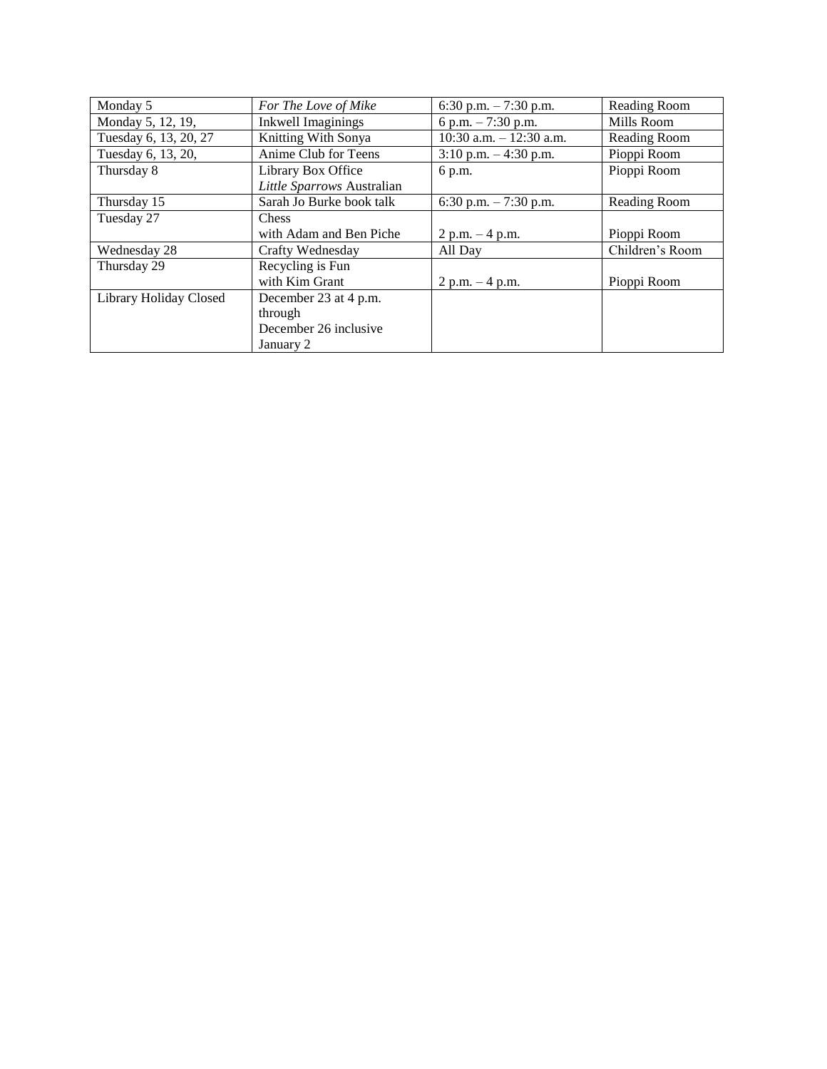| | | | |
|---|---|---|---|
| Monday 5 | *For The Love of Mike* | 6:30 p.m. – 7:30 p.m. | Reading Room |
| Monday 5, 12, 19, | Inkwell Imaginings | 6 p.m. – 7:30 p.m. | Mills Room |
| Tuesday 6, 13, 20, 27 | Knitting With Sonya | 10:30 a.m. – 12:30 a.m. | Reading Room |
| Tuesday 6, 13, 20, | Anime Club for Teens | 3:10 p.m. – 4:30 p.m. | Pioppi Room |
| Thursday 8 | Library Box Office *Little Sparrows* Australian | 6 p.m. | Pioppi Room |
| Thursday 15 | Sarah Jo Burke book talk | 6:30 p.m. – 7:30 p.m. | Reading Room |
| Tuesday 27 | Chess with Adam and Ben Piche | 2 p.m. – 4 p.m. | Pioppi Room |
| Wednesday 28 | Crafty Wednesday | All Day | Children's Room |
| Thursday 29 | Recycling is Fun with Kim Grant | 2 p.m. – 4 p.m. | Pioppi Room |
| Library Holiday Closed | December 23 at 4 p.m. through December 26 inclusive January 2 | | |